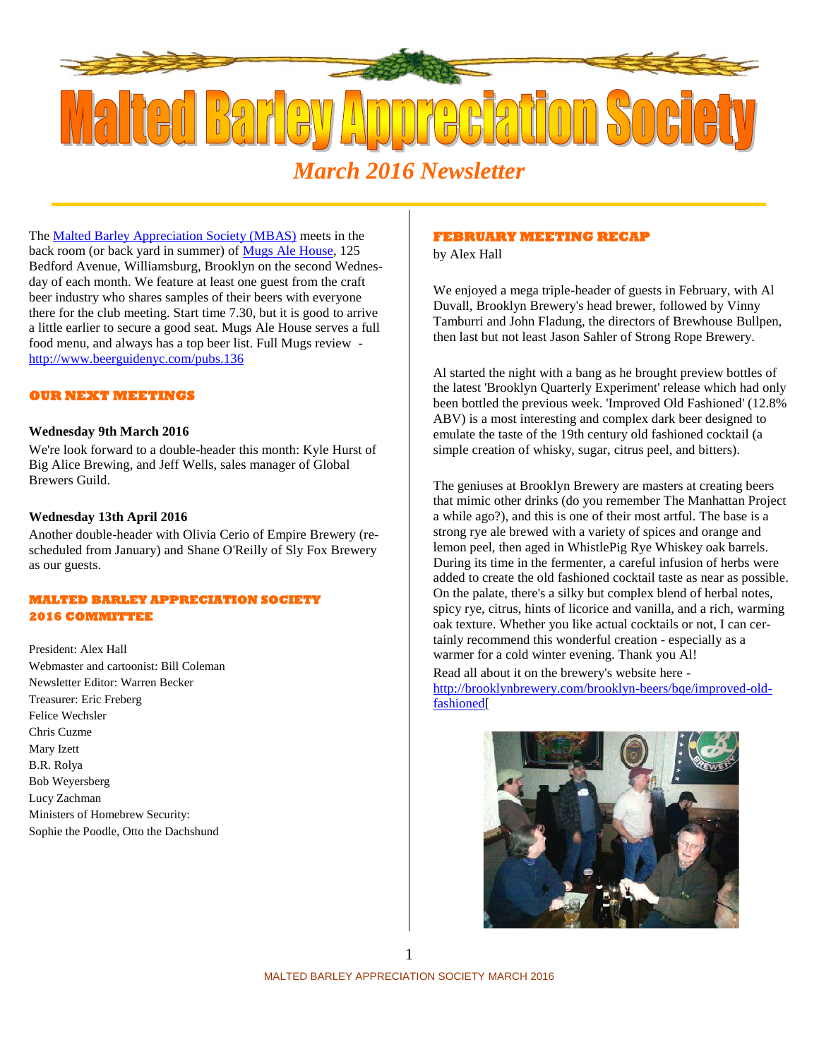# Malted Barley Appreciation Society

## *March 2016 Newsletter*

The Malted Barley Appreciation Society (MBAS) meets in the back room (or back yard in summer) of Mugs Ale House, 125 Bedford Avenue, Williamsburg, Brooklyn on the second Wednesday of each month. We feature at least one guest from the craft beer industry who shares samples of their beers with everyone there for the club meeting. Start time 7.30, but it is good to arrive a little earlier to secure a good seat. Mugs Ale House serves a full food menu, and always has a top beer list. Full Mugs review - http://www.beerguidenyc.com/pubs.136

### OUR NEXT MEETINGS

**Wednesday 9th March 2016**

We're look forward to a double-header this month: Kyle Hurst of Big Alice Brewing, and Jeff Wells, sales manager of Global Brewers Guild.

**Wednesday 13th April 2016**

Another double-header with Olivia Cerio of Empire Brewery (re-scheduled from January) and Shane O'Reilly of Sly Fox Brewery as our guests.

### MALTED BARLEY APPRECIATION SOCIETY 2016 COMMITTEE

President: Alex Hall
Webmaster and cartoonist: Bill Coleman
Newsletter Editor: Warren Becker
Treasurer: Eric Freberg
Felice Wechsler
Chris Cuzme
Mary Izett
B.R. Rolya
Bob Weyersberg
Lucy Zachman
Ministers of Homebrew Security:
Sophie the Poodle, Otto the Dachshund

### FEBRUARY MEETING RECAP

by Alex Hall

We enjoyed a mega triple-header of guests in February, with Al Duvall, Brooklyn Brewery's head brewer, followed by Vinny Tamburri and John Fladung, the directors of Brewhouse Bullpen, then last but not least Jason Sahler of Strong Rope Brewery.

Al started the night with a bang as he brought preview bottles of the latest 'Brooklyn Quarterly Experiment' release which had only been bottled the previous week. 'Improved Old Fashioned' (12.8% ABV) is a most interesting and complex dark beer designed to emulate the taste of the 19th century old fashioned cocktail (a simple creation of whisky, sugar, citrus peel, and bitters).

The geniuses at Brooklyn Brewery are masters at creating beers that mimic other drinks (do you remember The Manhattan Project a while ago?), and this is one of their most artful. The base is a strong rye ale brewed with a variety of spices and orange and lemon peel, then aged in WhistlePig Rye Whiskey oak barrels. During its time in the fermenter, a careful infusion of herbs were added to create the old fashioned cocktail taste as near as possible. On the palate, there's a silky but complex blend of herbal notes, spicy rye, citrus, hints of licorice and vanilla, and a rich, warming oak texture. Whether you like actual cocktails or not, I can certainly recommend this wonderful creation - especially as a warmer for a cold winter evening. Thank you Al!

Read all about it on the brewery's website here - http://brooklynbrewery.com/brooklyn-beers/bqe/improved-old-fashioned[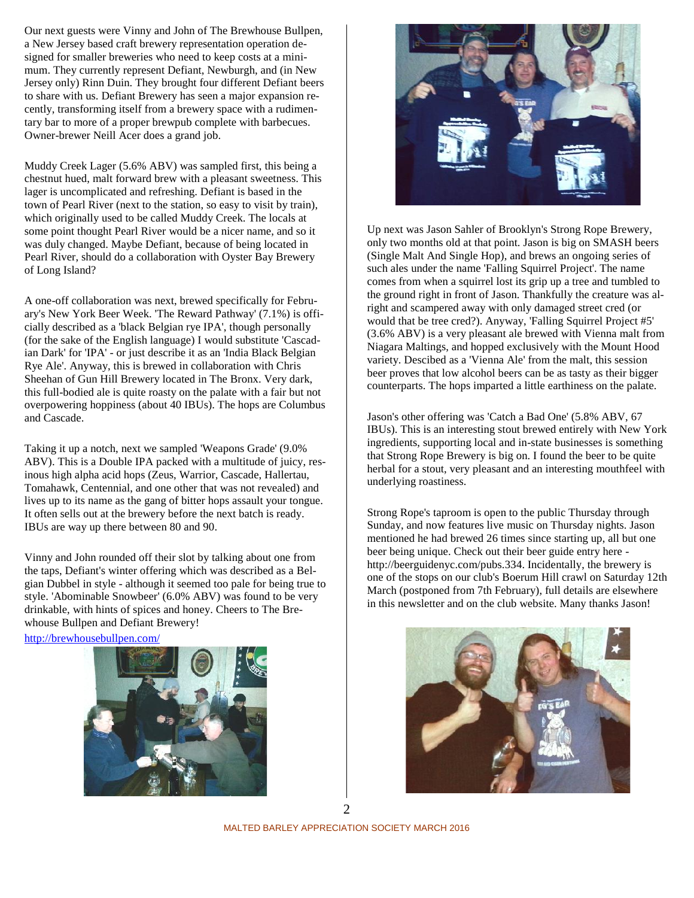Our next guests were Vinny and John of The Brewhouse Bullpen, a New Jersey based craft brewery representation operation designed for smaller breweries who need to keep costs at a minimum. They currently represent Defiant, Newburgh, and (in New Jersey only) Rinn Duin. They brought four different Defiant beers to share with us. Defiant Brewery has seen a major expansion recently, transforming itself from a brewery space with a rudimentary bar to more of a proper brewpub complete with barbecues. Owner-brewer Neill Acer does a grand job.

Muddy Creek Lager (5.6% ABV) was sampled first, this being a chestnut hued, malt forward brew with a pleasant sweetness. This lager is uncomplicated and refreshing. Defiant is based in the town of Pearl River (next to the station, so easy to visit by train), which originally used to be called Muddy Creek. The locals at some point thought Pearl River would be a nicer name, and so it was duly changed. Maybe Defiant, because of being located in Pearl River, should do a collaboration with Oyster Bay Brewery of Long Island?

A one-off collaboration was next, brewed specifically for February's New York Beer Week. 'The Reward Pathway' (7.1%) is officially described as a 'black Belgian rye IPA', though personally (for the sake of the English language) I would substitute 'Cascadian Dark' for 'IPA' - or just describe it as an 'India Black Belgian Rye Ale'. Anyway, this is brewed in collaboration with Chris Sheehan of Gun Hill Brewery located in The Bronx. Very dark, this full-bodied ale is quite roasty on the palate with a fair but not overpowering hoppiness (about 40 IBUs). The hops are Columbus and Cascade.

Taking it up a notch, next we sampled 'Weapons Grade' (9.0% ABV). This is a Double IPA packed with a multitude of juicy, resinous high alpha acid hops (Zeus, Warrior, Cascade, Hallertau, Tomahawk, Centennial, and one other that was not revealed) and lives up to its name as the gang of bitter hops assault your tongue. It often sells out at the brewery before the next batch is ready. IBUs are way up there between 80 and 90.

Vinny and John rounded off their slot by talking about one from the taps, Defiant's winter offering which was described as a Belgian Dubbel in style - although it seemed too pale for being true to style. 'Abominable Snowbeer' (6.0% ABV) was found to be very drinkable, with hints of spices and honey. Cheers to The Brewhouse Bullpen and Defiant Brewery!

http://brewhousebullpen.com/

Up next was Jason Sahler of Brooklyn's Strong Rope Brewery, only two months old at that point. Jason is big on SMASH beers (Single Malt And Single Hop), and brews an ongoing series of such ales under the name 'Falling Squirrel Project'. The name comes from when a squirrel lost its grip up a tree and tumbled to the ground right in front of Jason. Thankfully the creature was alright and scampered away with only damaged street cred (or would that be tree cred?). Anyway, 'Falling Squirrel Project #5' (3.6% ABV) is a very pleasant ale brewed with Vienna malt from Niagara Maltings, and hopped exclusively with the Mount Hood variety. Descibed as a 'Vienna Ale' from the malt, this session beer proves that low alcohol beers can be as tasty as their bigger counterparts. The hops imparted a little earthiness on the palate.

Jason's other offering was 'Catch a Bad One' (5.8% ABV, 67 IBUs). This is an interesting stout brewed entirely with New York ingredients, supporting local and in-state businesses is something that Strong Rope Brewery is big on. I found the beer to be quite herbal for a stout, very pleasant and an interesting mouthfeel with underlying roastiness.

Strong Rope's taproom is open to the public Thursday through Sunday, and now features live music on Thursday nights. Jason mentioned he had brewed 26 times since starting up, all but one beer being unique. Check out their beer guide entry here - http://beerguidenyc.com/pubs.334. Incidentally, the brewery is one of the stops on our club's Boerum Hill crawl on Saturday 12th March (postponed from 7th February), full details are elsewhere in this newsletter and on the club website. Many thanks Jason!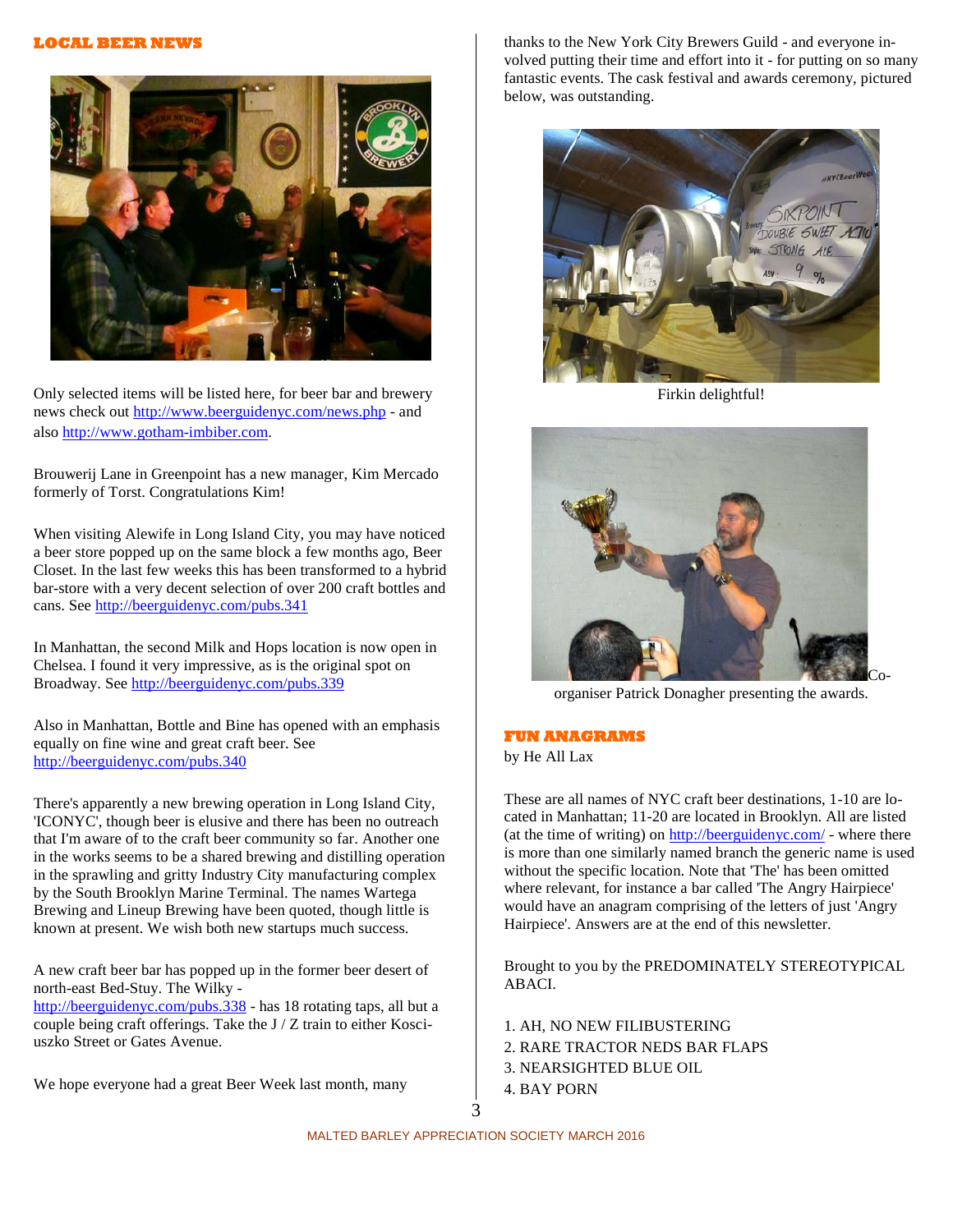## LOCAL BEER NEWS

Only selected items will be listed here, for beer bar and brewery news check out http://www.beerguidenyc.com/news.php - and also http://www.gotham-imbiber.com.

Brouwerij Lane in Greenpoint has a new manager, Kim Mercado formerly of Torst. Congratulations Kim!

When visiting Alewife in Long Island City, you may have noticed a beer store popped up on the same block a few months ago, Beer Closet. In the last few weeks this has been transformed to a hybrid bar-store with a very decent selection of over 200 craft bottles and cans. See http://beerguidenyc.com/pubs.341

In Manhattan, the second Milk and Hops location is now open in Chelsea. I found it very impressive, as is the original spot on Broadway. See http://beerguidenyc.com/pubs.339

Also in Manhattan, Bottle and Bine has opened with an emphasis equally on fine wine and great craft beer. See http://beerguidenyc.com/pubs.340

There's apparently a new brewing operation in Long Island City, 'ICONYC', though beer is elusive and there has been no outreach that I'm aware of to the craft beer community so far. Another one in the works seems to be a shared brewing and distilling operation in the sprawling and gritty Industry City manufacturing complex by the South Brooklyn Marine Terminal. The names Wartega Brewing and Lineup Brewing have been quoted, though little is known at present. We wish both new startups much success.

A new craft beer bar has popped up in the former beer desert of north-east Bed-Stuy. The Wilky - http://beerguidenyc.com/pubs.338 - has 18 rotating taps, all but a couple being craft offerings. Take the J / Z train to either Kosciuszko Street or Gates Avenue.

We hope everyone had a great Beer Week last month, many thanks to the New York City Brewers Guild - and everyone involved putting their time and effort into it - for putting on so many fantastic events. The cask festival and awards ceremony, pictured below, was outstanding.

Firkin delightful!

Co-organiser Patrick Donagher presenting the awards.

## FUN ANAGRAMS

by He All Lax

These are all names of NYC craft beer destinations, 1-10 are located in Manhattan; 11-20 are located in Brooklyn. All are listed (at the time of writing) on http://beerguidenyc.com/ - where there is more than one similarly named branch the generic name is used without the specific location. Note that 'The' has been omitted where relevant, for instance a bar called 'The Angry Hairpiece' would have an anagram comprising of the letters of just 'Angry Hairpiece'. Answers are at the end of this newsletter.

Brought to you by the PREDOMINATELY STEREOTYPICAL ABACI.

1. AH, NO NEW FILIBUSTERING
2. RARE TRACTOR NEDS BAR FLAPS
3. NEARSIGHTED BLUE OIL
4. BAY PORN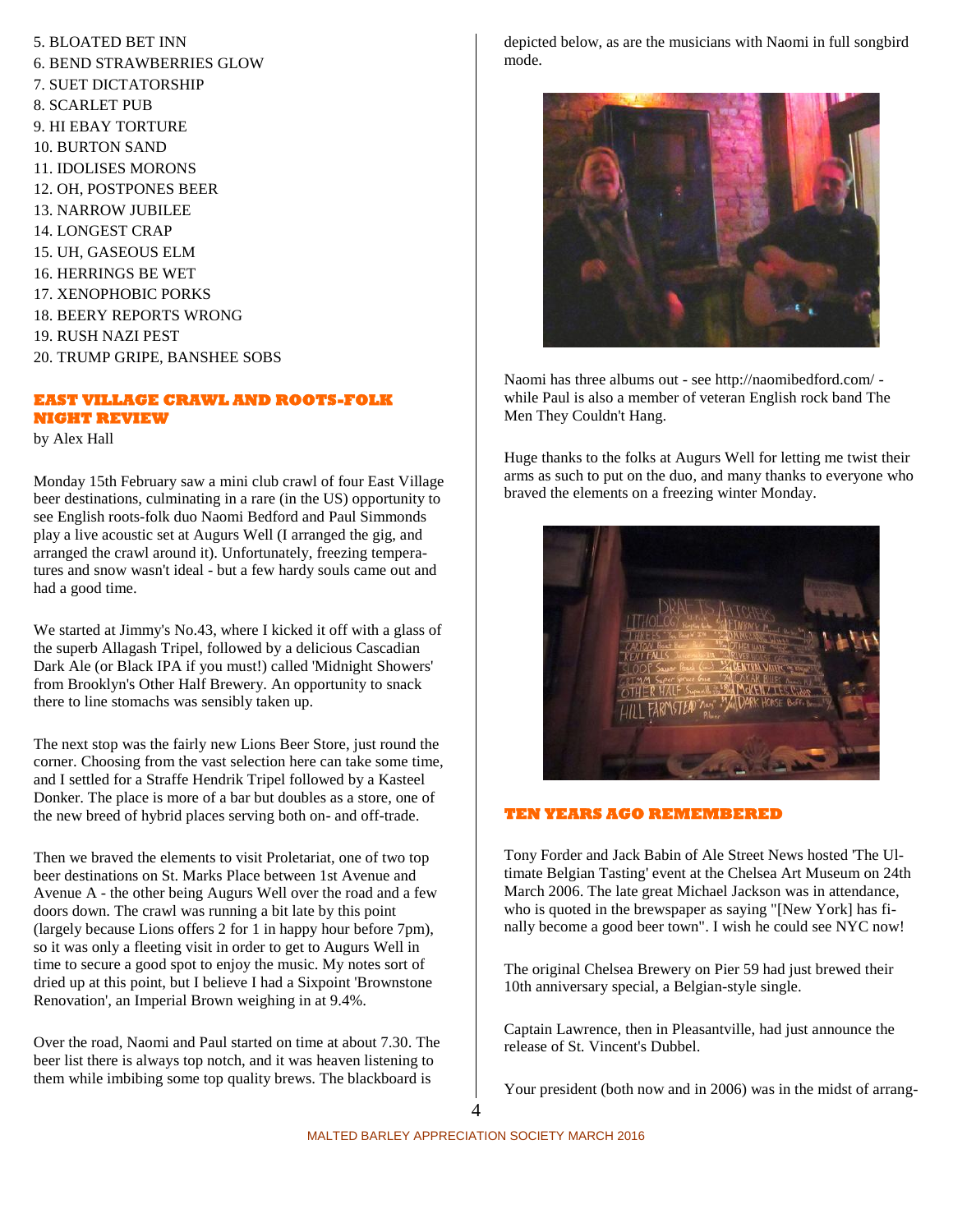5. BLOATED BET INN
6. BEND STRAWBERRIES GLOW
7. SUET DICTATORSHIP
8. SCARLET PUB
9. HI EBAY TORTURE
10. BURTON SAND
11. IDOLISES MORONS
12. OH, POSTPONES BEER
13. NARROW JUBILEE
14. LONGEST CRAP
15. UH, GASEOUS ELM
16. HERRINGS BE WET
17. XENOPHOBIC PORKS
18. BEERY REPORTS WRONG
19. RUSH NAZI PEST
20. TRUMP GRIPE, BANSHEE SOBS

## EAST VILLAGE CRAWL AND ROOTS-FOLK NIGHT REVIEW

by Alex Hall

Monday 15th February saw a mini club crawl of four East Village beer destinations, culminating in a rare (in the US) opportunity to see English roots-folk duo Naomi Bedford and Paul Simmonds play a live acoustic set at Augurs Well (I arranged the gig, and arranged the crawl around it). Unfortunately, freezing temperatures and snow wasn't ideal - but a few hardy souls came out and had a good time.

We started at Jimmy's No.43, where I kicked it off with a glass of the superb Allagash Tripel, followed by a delicious Cascadian Dark Ale (or Black IPA if you must!) called 'Midnight Showers' from Brooklyn's Other Half Brewery. An opportunity to snack there to line stomachs was sensibly taken up.

The next stop was the fairly new Lions Beer Store, just round the corner. Choosing from the vast selection here can take some time, and I settled for a Straffe Hendrik Tripel followed by a Kasteel Donker. The place is more of a bar but doubles as a store, one of the new breed of hybrid places serving both on- and off-trade.

Then we braved the elements to visit Proletariat, one of two top beer destinations on St. Marks Place between 1st Avenue and Avenue A - the other being Augurs Well over the road and a few doors down. The crawl was running a bit late by this point (largely because Lions offers 2 for 1 in happy hour before 7pm), so it was only a fleeting visit in order to get to Augurs Well in time to secure a good spot to enjoy the music. My notes sort of dried up at this point, but I believe I had a Sixpoint 'Brownstone Renovation', an Imperial Brown weighing in at 9.4%.

Over the road, Naomi and Paul started on time at about 7.30. The beer list there is always top notch, and it was heaven listening to them while imbibing some top quality brews. The blackboard is depicted below, as are the musicians with Naomi in full songbird mode.

Naomi has three albums out - see http://naomibedford.com/ - while Paul is also a member of veteran English rock band The Men They Couldn't Hang.

Huge thanks to the folks at Augurs Well for letting me twist their arms as such to put on the duo, and many thanks to everyone who braved the elements on a freezing winter Monday.

## TEN YEARS AGO REMEMBERED

Tony Forder and Jack Babin of Ale Street News hosted 'The Ultimate Belgian Tasting' event at the Chelsea Art Museum on 24th March 2006. The late great Michael Jackson was in attendance, who is quoted in the brewspaper as saying "[New York] has finally become a good beer town". I wish he could see NYC now!

The original Chelsea Brewery on Pier 59 had just brewed their 10th anniversary special, a Belgian-style single.

Captain Lawrence, then in Pleasantville, had just announce the release of St. Vincent's Dubbel.

Your president (both now and in 2006) was in the midst of arrang-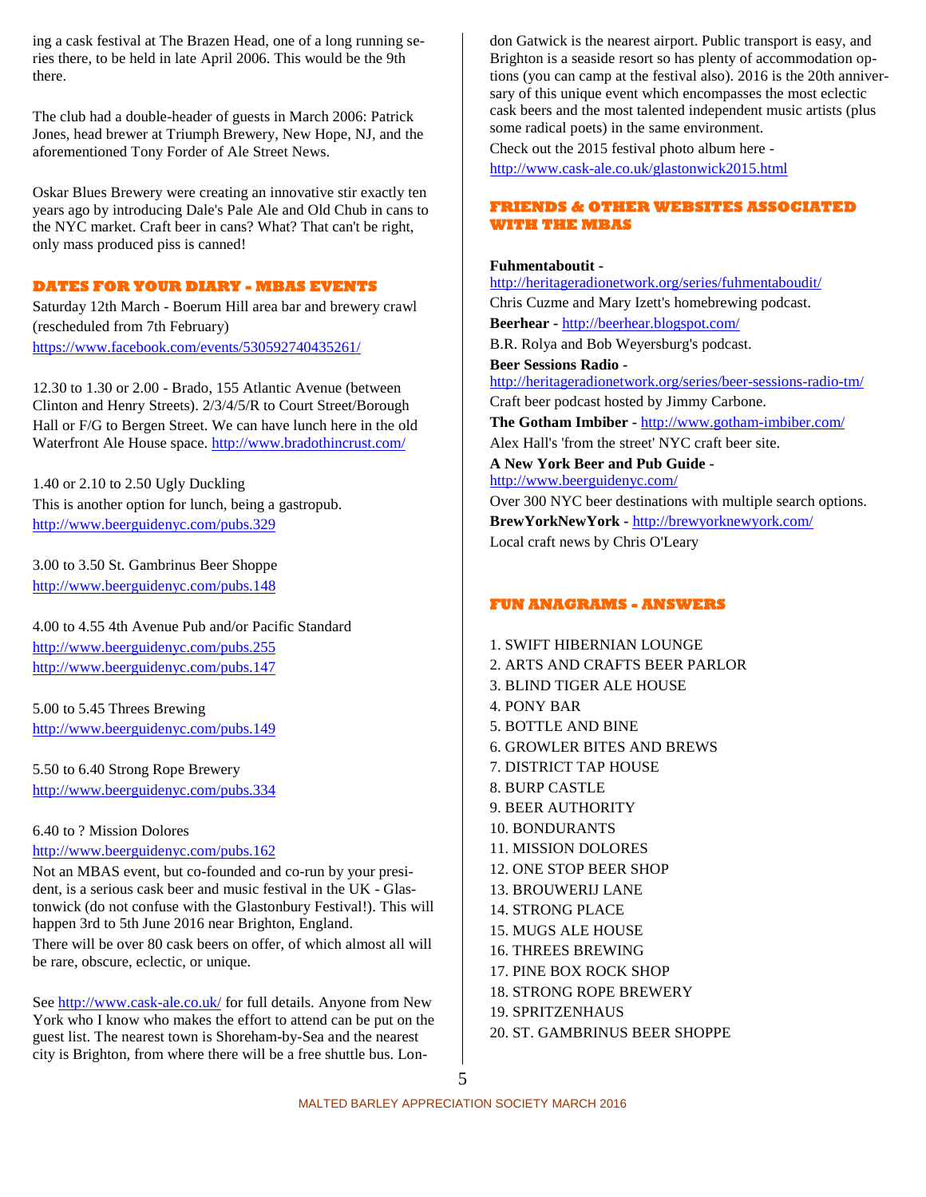ing a cask festival at The Brazen Head, one of a long running series there, to be held in late April 2006. This would be the 9th there.

The club had a double-header of guests in March 2006: Patrick Jones, head brewer at Triumph Brewery, New Hope, NJ, and the aforementioned Tony Forder of Ale Street News.

Oskar Blues Brewery were creating an innovative stir exactly ten years ago by introducing Dale's Pale Ale and Old Chub in cans to the NYC market. Craft beer in cans? What? That can't be right, only mass produced piss is canned!

## DATES FOR YOUR DIARY - MBAS EVENTS

Saturday 12th March - Boerum Hill area bar and brewery crawl (rescheduled from 7th February)
https://www.facebook.com/events/530592740435261/

12.30 to 1.30 or 2.00 - Brado, 155 Atlantic Avenue (between Clinton and Henry Streets). 2/3/4/5/R to Court Street/Borough Hall or F/G to Bergen Street. We can have lunch here in the old Waterfront Ale House space. http://www.bradothincrust.com/

1.40 or 2.10 to 2.50 Ugly Duckling
This is another option for lunch, being a gastropub.
http://www.beerguidenyc.com/pubs.329

3.00 to 3.50 St. Gambrinus Beer Shoppe
http://www.beerguidenyc.com/pubs.148

4.00 to 4.55 4th Avenue Pub and/or Pacific Standard
http://www.beerguidenyc.com/pubs.255
http://www.beerguidenyc.com/pubs.147

5.00 to 5.45 Threes Brewing
http://www.beerguidenyc.com/pubs.149

5.50 to 6.40 Strong Rope Brewery
http://www.beerguidenyc.com/pubs.334

6.40 to ? Mission Dolores
http://www.beerguidenyc.com/pubs.162

Not an MBAS event, but co-founded and co-run by your president, is a serious cask beer and music festival in the UK - Glastonwick (do not confuse with the Glastonbury Festival!). This will happen 3rd to 5th June 2016 near Brighton, England.

There will be over 80 cask beers on offer, of which almost all will be rare, obscure, eclectic, or unique.

See http://www.cask-ale.co.uk/ for full details. Anyone from New York who I know who makes the effort to attend can be put on the guest list. The nearest town is Shoreham-by-Sea and the nearest city is Brighton, from where there will be a free shuttle bus. London Gatwick is the nearest airport. Public transport is easy, and Brighton is a seaside resort so has plenty of accommodation options (you can camp at the festival also). 2016 is the 20th anniversary of this unique event which encompasses the most eclectic cask beers and the most talented independent music artists (plus some radical poets) in the same environment.

Check out the 2015 festival photo album here -
http://www.cask-ale.co.uk/glastonwick2015.html

## FRIENDS & OTHER WEBSITES ASSOCIATED WITH THE MBAS

**Fuhmentaboutit** -
http://heritageradionetwork.org/series/fuhmentaboudit/
Chris Cuzme and Mary Izett's homebrewing podcast.

**Beerhear** - http://beerhear.blogspot.com/
B.R. Rolya and Bob Weyersburg's podcast.

**Beer Sessions Radio** -
http://heritageradionetwork.org/series/beer-sessions-radio-tm/
Craft beer podcast hosted by Jimmy Carbone.

**The Gotham Imbiber** - http://www.gotham-imbiber.com/
Alex Hall's 'from the street' NYC craft beer site.

**A New York Beer and Pub Guide** -
http://www.beerguidenyc.com/
Over 300 NYC beer destinations with multiple search options.

**BrewYorkNewYork** - http://brewyorknewyork.com/
Local craft news by Chris O'Leary

## FUN ANAGRAMS - ANSWERS

1. SWIFT HIBERNIAN LOUNGE
2. ARTS AND CRAFTS BEER PARLOR
3. BLIND TIGER ALE HOUSE
4. PONY BAR
5. BOTTLE AND BINE
6. GROWLER BITES AND BREWS
7. DISTRICT TAP HOUSE
8. BURP CASTLE
9. BEER AUTHORITY
10. BONDURANTS
11. MISSION DOLORES
12. ONE STOP BEER SHOP
13. BROUWERIJ LANE
14. STRONG PLACE
15. MUGS ALE HOUSE
16. THREES BREWING
17. PINE BOX ROCK SHOP
18. STRONG ROPE BREWERY
19. SPRITZENHAUS
20. ST. GAMBRINUS BEER SHOPPE